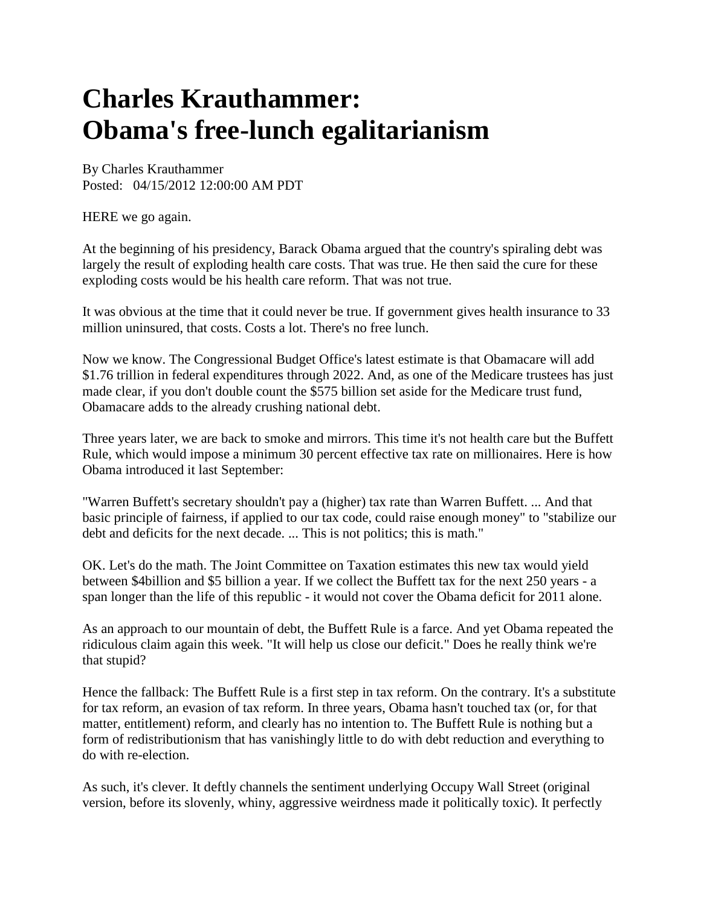# Charles Krauthammer: Obama's free-lunch egalitarianism

By Charles Krauthammer
Posted: 04/15/2012 12:00:00 AM PDT

HERE we go again.

At the beginning of his presidency, Barack Obama argued that the country's spiraling debt was largely the result of exploding health care costs. That was true. He then said the cure for these exploding costs would be his health care reform. That was not true.

It was obvious at the time that it could never be true. If government gives health insurance to 33 million uninsured, that costs. Costs a lot. There's no free lunch.

Now we know. The Congressional Budget Office's latest estimate is that Obamacare will add $1.76 trillion in federal expenditures through 2022. And, as one of the Medicare trustees has just made clear, if you don't double count the $575 billion set aside for the Medicare trust fund, Obamacare adds to the already crushing national debt.

Three years later, we are back to smoke and mirrors. This time it's not health care but the Buffett Rule, which would impose a minimum 30 percent effective tax rate on millionaires. Here is how Obama introduced it last September:

"Warren Buffett's secretary shouldn't pay a (higher) tax rate than Warren Buffett. ... And that basic principle of fairness, if applied to our tax code, could raise enough money" to "stabilize our debt and deficits for the next decade. ... This is not politics; this is math."

OK. Let's do the math. The Joint Committee on Taxation estimates this new tax would yield between $4billion and $5 billion a year. If we collect the Buffett tax for the next 250 years - a span longer than the life of this republic - it would not cover the Obama deficit for 2011 alone.

As an approach to our mountain of debt, the Buffett Rule is a farce. And yet Obama repeated the ridiculous claim again this week. "It will help us close our deficit." Does he really think we're that stupid?

Hence the fallback: The Buffett Rule is a first step in tax reform. On the contrary. It's a substitute for tax reform, an evasion of tax reform. In three years, Obama hasn't touched tax (or, for that matter, entitlement) reform, and clearly has no intention to. The Buffett Rule is nothing but a form of redistributionism that has vanishingly little to do with debt reduction and everything to do with re-election.

As such, it's clever. It deftly channels the sentiment underlying Occupy Wall Street (original version, before its slovenly, whiny, aggressive weirdness made it politically toxic). It perfectly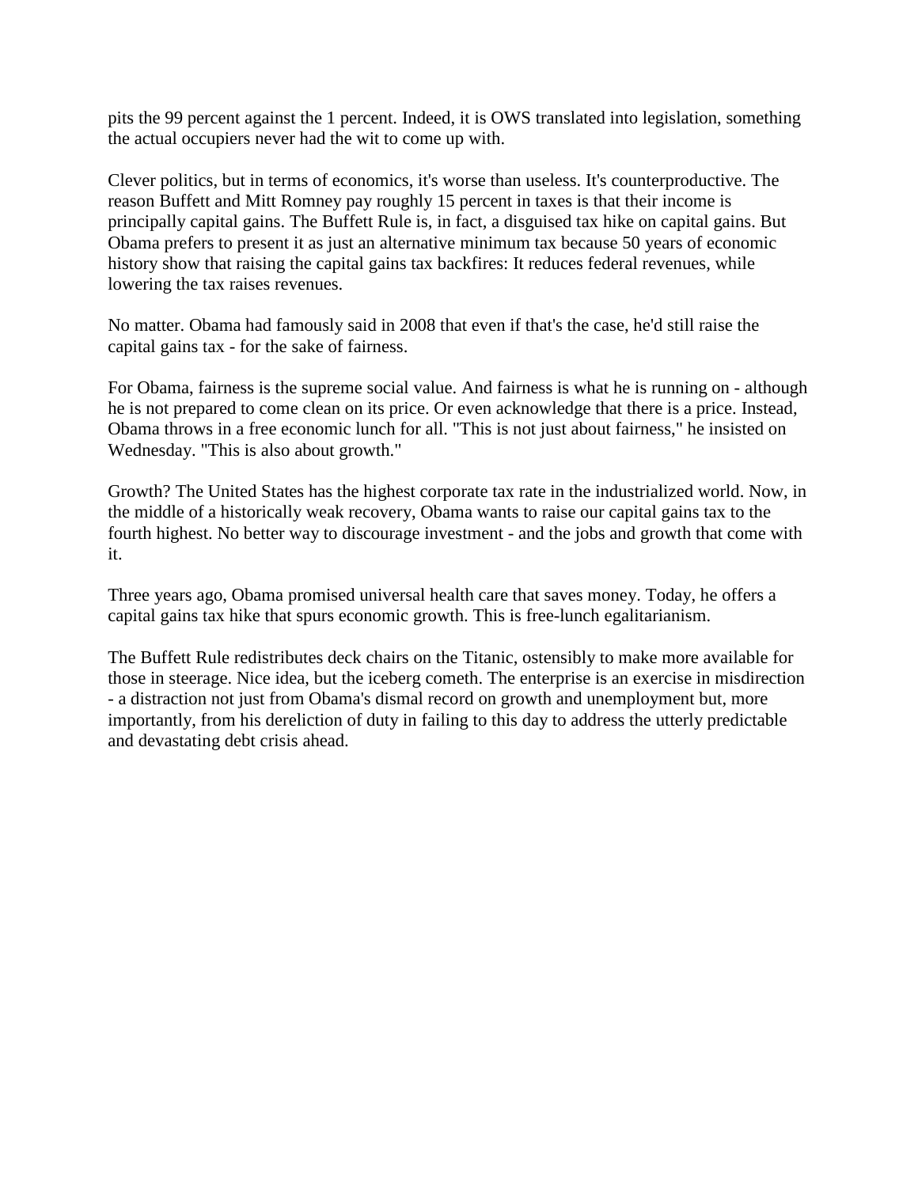pits the 99 percent against the 1 percent. Indeed, it is OWS translated into legislation, something the actual occupiers never had the wit to come up with.

Clever politics, but in terms of economics, it's worse than useless. It's counterproductive. The reason Buffett and Mitt Romney pay roughly 15 percent in taxes is that their income is principally capital gains. The Buffett Rule is, in fact, a disguised tax hike on capital gains. But Obama prefers to present it as just an alternative minimum tax because 50 years of economic history show that raising the capital gains tax backfires: It reduces federal revenues, while lowering the tax raises revenues.

No matter. Obama had famously said in 2008 that even if that's the case, he'd still raise the capital gains tax - for the sake of fairness.

For Obama, fairness is the supreme social value. And fairness is what he is running on - although he is not prepared to come clean on its price. Or even acknowledge that there is a price. Instead, Obama throws in a free economic lunch for all. "This is not just about fairness," he insisted on Wednesday. "This is also about growth."

Growth? The United States has the highest corporate tax rate in the industrialized world. Now, in the middle of a historically weak recovery, Obama wants to raise our capital gains tax to the fourth highest. No better way to discourage investment - and the jobs and growth that come with it.

Three years ago, Obama promised universal health care that saves money. Today, he offers a capital gains tax hike that spurs economic growth. This is free-lunch egalitarianism.

The Buffett Rule redistributes deck chairs on the Titanic, ostensibly to make more available for those in steerage. Nice idea, but the iceberg cometh. The enterprise is an exercise in misdirection - a distraction not just from Obama's dismal record on growth and unemployment but, more importantly, from his dereliction of duty in failing to this day to address the utterly predictable and devastating debt crisis ahead.